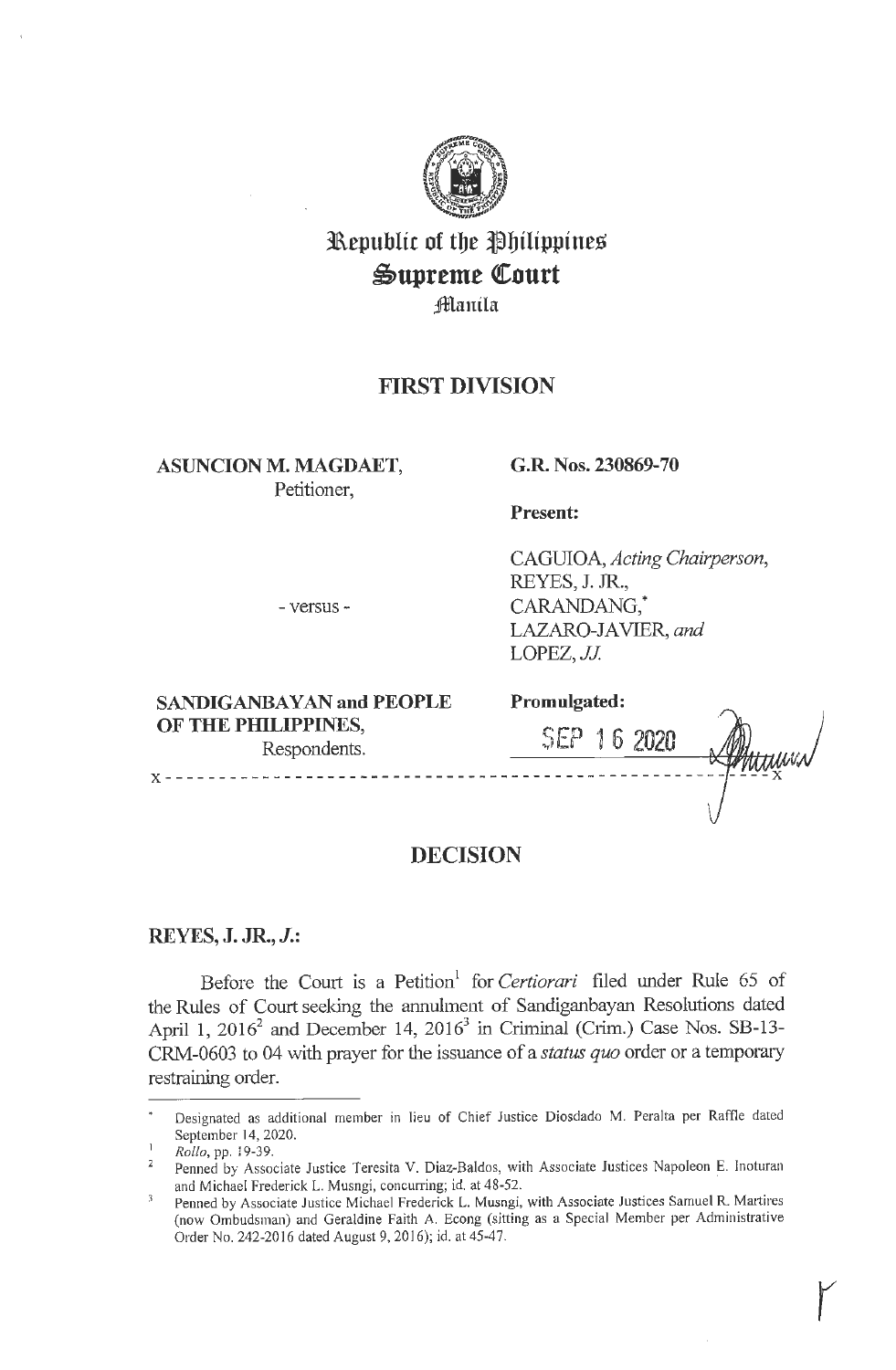# Republic of the Philippines
# Supreme Court
## Manila

## FIRST DIVISION

**ASUNCION M. MAGDAET,**
Petitioner,

- versus -

**SANDIGANBAYAN and PEOPLE OF THE PHILIPPINES,**
Respondents.

**G.R. Nos. 230869-70**

**Present:**

CAGUIOA, *Acting Chairperson*,
REYES, J. JR.,
CARANDANG,*
LAZARO-JAVIER, *and*
LOPEZ, *JJ.*

**Promulgated:**

SEP 16 2020

x - - - - - - - - - - - - - - - - - - - - - - - - - - - - - - - - - - - - - - - - - - - - - - - - x

## DECISION

**REYES, J. JR., *J.*:**

Before the Court is a Petition[1] for *Certiorari* filed under Rule 65 of the Rules of Court seeking the annulment of Sandiganbayan Resolutions dated April 1, 2016[2] and December 14, 2016[3] in Criminal (Crim.) Case Nos. SB-13-CRM-0603 to 04 with prayer for the issuance of a *status quo* order or a temporary restraining order.

---

\* Designated as additional member in lieu of Chief Justice Diosdado M. Peralta per Raffle dated September 14, 2020.

[1] *Rollo*, pp. 19-39.

[2] Penned by Associate Justice Teresita V. Diaz-Baldos, with Associate Justices Napoleon E. Inoturan and Michael Frederick L. Musngi, concurring; id. at 48-52.

[3] Penned by Associate Justice Michael Frederick L. Musngi, with Associate Justices Samuel R. Martires (now Ombudsman) and Geraldine Faith A. Econg (sitting as a Special Member per Administrative Order No. 242-2016 dated August 9, 2016); id. at 45-47.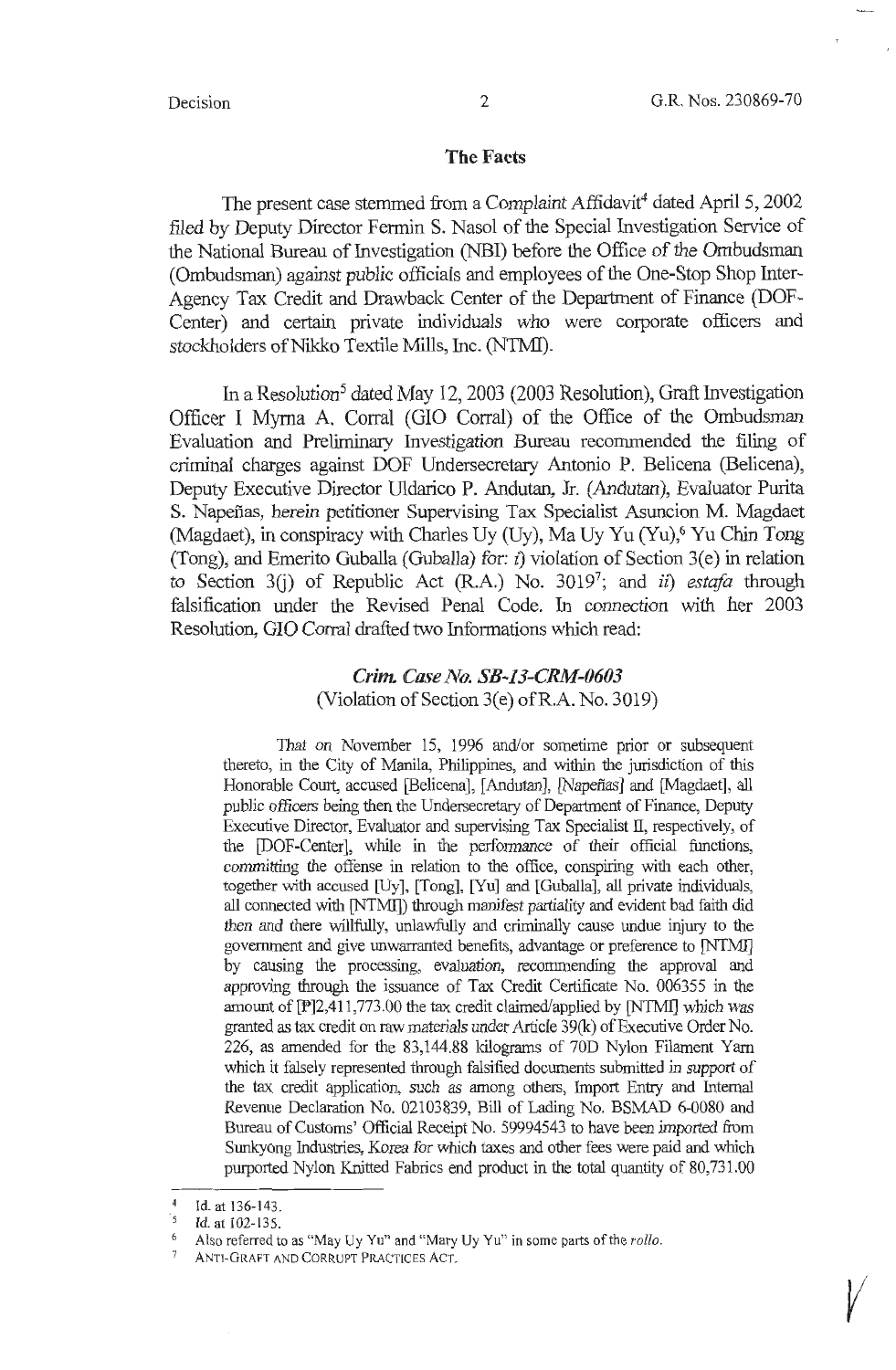## The Facts

The present case stemmed from a *Complaint Affidavit*[4] dated April 5, 2002 filed by Deputy Director Fermin S. Nasol of the Special Investigation Service of the National Bureau of Investigation (NBI) before the Office of the Ombudsman (Ombudsman) against public officials and employees of the One-Stop Shop Inter-Agency Tax Credit and Drawback Center of the Department of Finance (DOF-Center) and certain private individuals who were corporate officers and stockholders of Nikko Textile Mills, Inc. (NTMI).

In a *Resolution*[5] dated May 12, 2003 (2003 Resolution), Graft Investigation Officer I Myrna A. Corral (GIO Corral) of the Office of the Ombudsman Evaluation and Preliminary Investigation Bureau recommended the filing of criminal charges against DOF Undersecretary Antonio P. Belicena (Belicena), Deputy Executive Director Uldarico P. Andutan, Jr. (Andutan), Evaluator Purita S. Napeñas, herein petitioner Supervising Tax Specialist Asuncion M. Magdaet (Magdaet), in conspiracy with Charles Uy (Uy), Ma Uy Yu (Yu),[6] Yu Chin Tong (Tong), and Emerito Guballa (Guballa) for: *i)* violation of Section 3(e) in relation to Section 3(j) of Republic Act (R.A.) No. 3019[7]; and *ii) estafa* through falsification under the Revised Penal Code. In connection with her 2003 Resolution, GIO Corral drafted two Informations which read:

### *Crim. Case No. SB-13-CRM-0603*
(Violation of Section 3(e) of R.A. No. 3019)

> That on November 15, 1996 and/or sometime prior or subsequent thereto, in the City of Manila, Philippines, and within the jurisdiction of this Honorable Court, accused [Belicena], [Andutan], [Napeñas] and [Magdaet], all public officers being then the Undersecretary of Department of Finance, Deputy Executive Director, Evaluator and supervising Tax Specialist II, respectively, of the [DOF-Center], while in the performance of their official functions, committing the offense in relation to the office, conspiring with each other, together with accused [Uy], [Tong], [Yu] and [Guballa], all private individuals, all connected with [NTMI]) through manifest partiality and evident bad faith did then and there willfully, unlawfully and criminally cause undue injury to the government and give unwarranted benefits, advantage or preference to [NTMI] by causing the processing, evaluation, recommending the approval and approving through the issuance of Tax Credit Certificate No. 006355 in the amount of [P]2,411,773.00 the tax credit claimed/applied by [NTMI] which was granted as tax credit on raw materials under Article 39(k) of Executive Order No. 226, as amended for the 83,144.88 kilograms of 70D Nylon Filament Yarn which it falsely represented through falsified documents submitted in support of the tax credit application, such as among others, Import Entry and Internal Revenue Declaration No. 02103839, Bill of Lading No. BSMAD 6-0080 and Bureau of Customs' Official Receipt No. 59994543 to have been imported from Sunkyong Industries, Korea for which taxes and other fees were paid and which purported Nylon Knitted Fabrics end product in the total quantity of 80,731.00

---

[4] Id. at 136-143.

[5] *Id.* at 102-135.

[6] Also referred to as "May Uy Yu" and "Mary Uy Yu" in some parts of the *rollo*.

[7] ANTI-GRAFT AND CORRUPT PRACTICES ACT.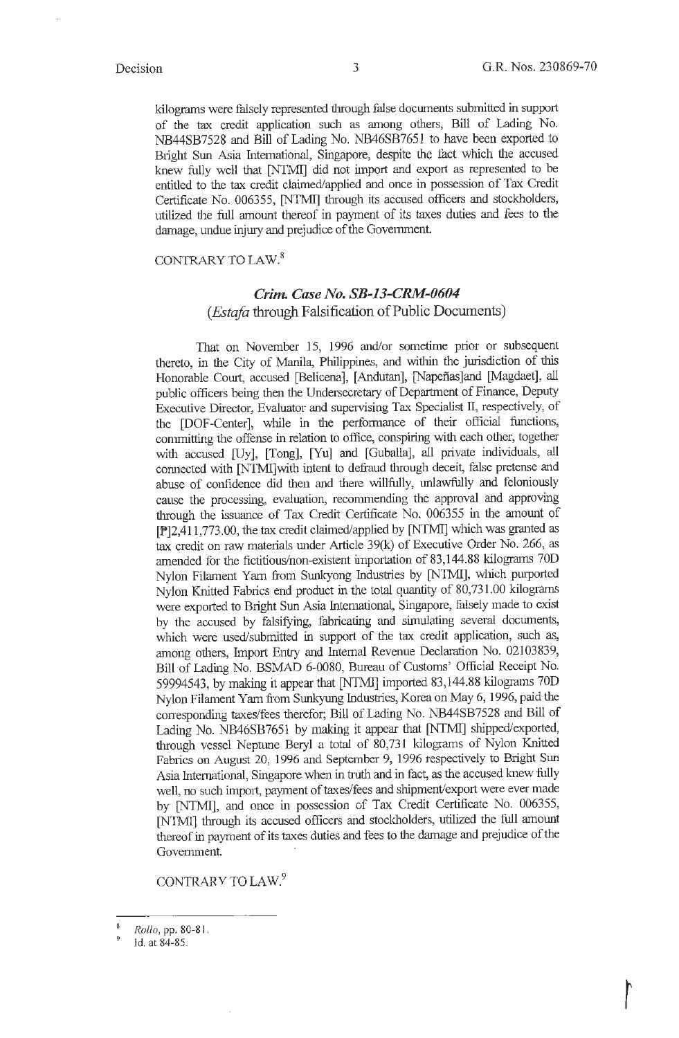kilograms were falsely represented through false documents submitted in support of the tax credit application such as among others, Bill of Lading No. NB44SB7528 and Bill of Lading No. NB46SB7651 to have been exported to Bright Sun Asia International, Singapore, despite the fact which the accused knew fully well that [NTMI] did not import and export as represented to be entitled to the tax credit claimed/applied and once in possession of Tax Credit Certificate No. 006355, [NTMI] through its accused officers and stockholders, utilized the full amount thereof in payment of its taxes duties and fees to the damage, undue injury and prejudice of the Government.

CONTRARY TO LAW.[8]

### *Crim. Case No. SB-13-CRM-0604*
### (*Estafa* through Falsification of Public Documents)

That on November 15, 1996 and/or sometime prior or subsequent thereto, in the City of Manila, Philippines, and within the jurisdiction of this Honorable Court, accused [Belicena], [Andutan], [Napeñas]and [Magdaet], all public officers being then the Undersecretary of Department of Finance, Deputy Executive Director, Evaluator and supervising Tax Specialist II, respectively, of the [DOF-Center], while in the performance of their official functions, committing the offense in relation to office, conspiring with each other, together with accused [Uy], [Tong], [Yu] and [Guballa], all private individuals, all connected with [NTMI]with intent to defraud through deceit, false pretense and abuse of confidence did then and there willfully, unlawfully and feloniously cause the processing, evaluation, recommending the approval and approving through the issuance of Tax Credit Certificate No. 006355 in the amount of [₱]2,411,773.00, the tax credit claimed/applied by [NTMI] which was granted as tax credit on raw materials under Article 39(k) of Executive Order No. 266, as amended for the fictitious/non-existent importation of 83,144.88 kilograms 70D Nylon Filament Yarn from Sunkyong Industries by [NTMI], which purported Nylon Knitted Fabrics end product in the total quantity of 80,731.00 kilograms were exported to Bright Sun Asia International, Singapore, falsely made to exist by the accused by falsifying, fabricating and simulating several documents, which were used/submitted in support of the tax credit application, such as, among others, Import Entry and Internal Revenue Declaration No. 02103839, Bill of Lading No. BSMAD 6-0080, Bureau of Customs' Official Receipt No. 59994543, by making it appear that [NTMI] imported 83,144.88 kilograms 70D Nylon Filament Yarn from Sunkyung Industries, Korea on May 6, 1996, paid the corresponding taxes/fees therefor; Bill of Lading No. NB44SB7528 and Bill of Lading No. NB46SB7651 by making it appear that [NTMI] shipped/exported, through vessel Neptune Beryl a total of 80,731 kilograms of Nylon Knitted Fabrics on August 20, 1996 and September 9, 1996 respectively to Bright Sun Asia International, Singapore when in truth and in fact, as the accused knew fully well, no such import, payment of taxes/fees and shipment/export were ever made by [NTMI], and once in possession of Tax Credit Certificate No. 006355, [NTMI] through its accused officers and stockholders, utilized the full amount thereof in payment of its taxes duties and fees to the damage and prejudice of the Government.

CONTRARY TO LAW.[9]

---

[8] *Rollo*, pp. 80-81.

[9] Id. at 84-85.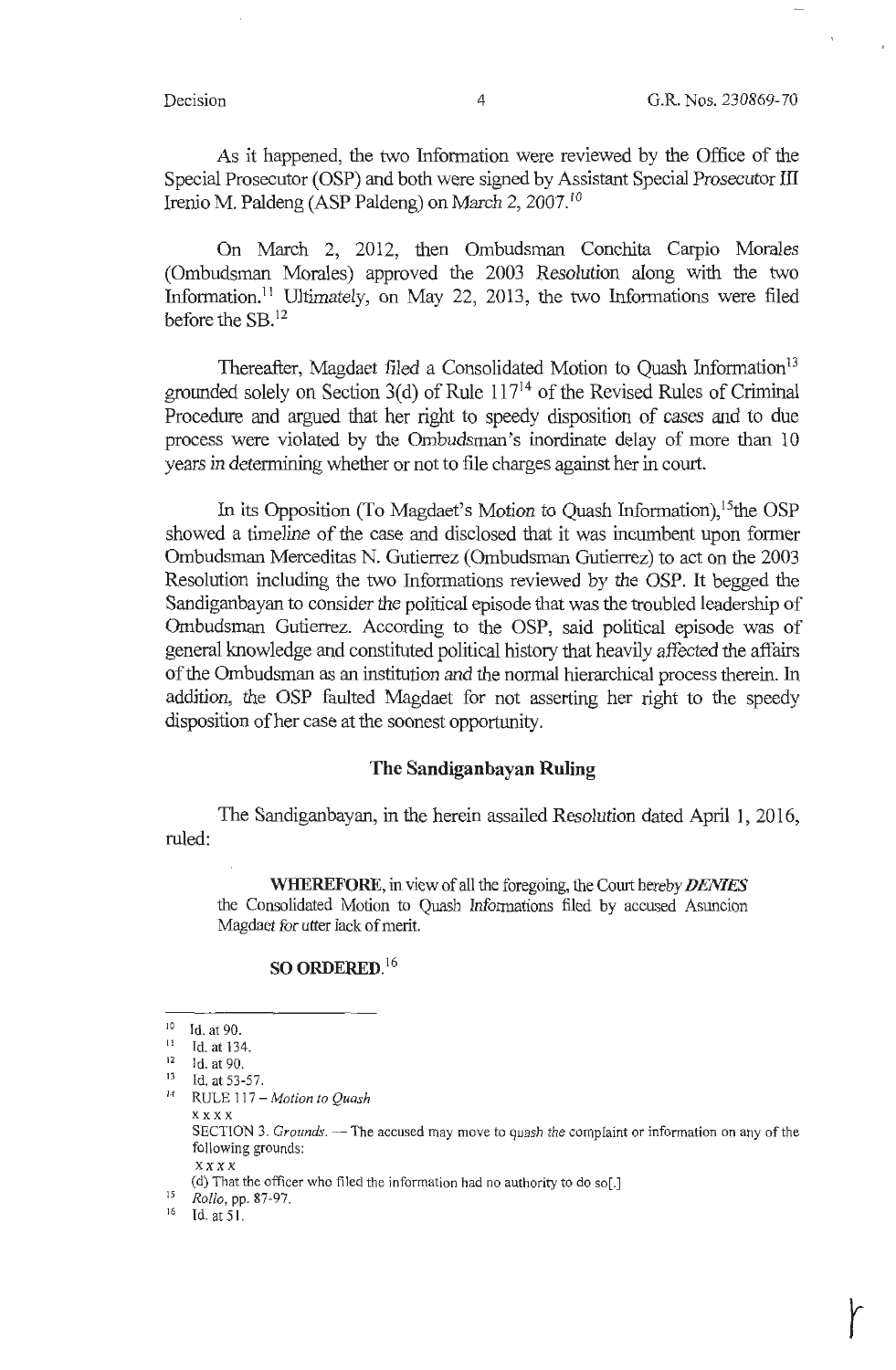As it happened, the two Information were reviewed by the Office of the Special Prosecutor (OSP) and both were signed by Assistant Special Prosecutor III Irenio M. Paldeng (ASP Paldeng) on March 2, 2007.[10]

On March 2, 2012, then Ombudsman Conchita Carpio Morales (Ombudsman Morales) approved the 2003 *Resolution* along with the two Information.[11] Ultimately, on May 22, 2013, the two Informations were filed before the SB.[12]

Thereafter, Magdaet filed a Consolidated Motion to Quash Information[13] grounded solely on Section 3(d) of Rule 117[14] of the Revised Rules of Criminal Procedure and argued that her right to speedy disposition of cases and to due process were violated by the Ombudsman's inordinate delay of more than 10 years in determining whether or not to file charges against her in court.

In its Opposition (To Magdaet's Motion to Quash Information),[15] the OSP showed a timeline of the case and disclosed that it was incumbent upon former Ombudsman Merceditas N. Gutierrez (Ombudsman Gutierrez) to act on the 2003 Resolution including the two Informations reviewed by the OSP. It begged the Sandiganbayan to consider the political episode that was the troubled leadership of Ombudsman Gutierrez. According to the OSP, said political episode was of general knowledge and constituted political history that heavily affected the affairs of the Ombudsman as an institution and the normal hierarchical process therein. In addition, the OSP faulted Magdaet for not asserting her right to the speedy disposition of her case at the soonest opportunity.

## The Sandiganbayan Ruling

The Sandiganbayan, in the herein assailed Resolution dated April 1, 2016, ruled:

> **WHEREFORE**, in view of all the foregoing, the Court hereby ***DENIES*** the Consolidated Motion to Quash Informations filed by accused Asuncion Magdaet for utter lack of merit.
>
> **SO ORDERED**.[16]

---

[10] Id. at 90.

[11] Id. at 134.

[12] Id. at 90.

[13] Id. at 53-57.

[14] RULE 117 – *Motion to Quash*
x x x x
SECTION 3. *Grounds*. — The accused may move to quash the complaint or information on any of the following grounds:
x x x x
(d) That the officer who filed the information had no authority to do so[.]

[15] *Rollo*, pp. 87-97.

[16] Id. at 51.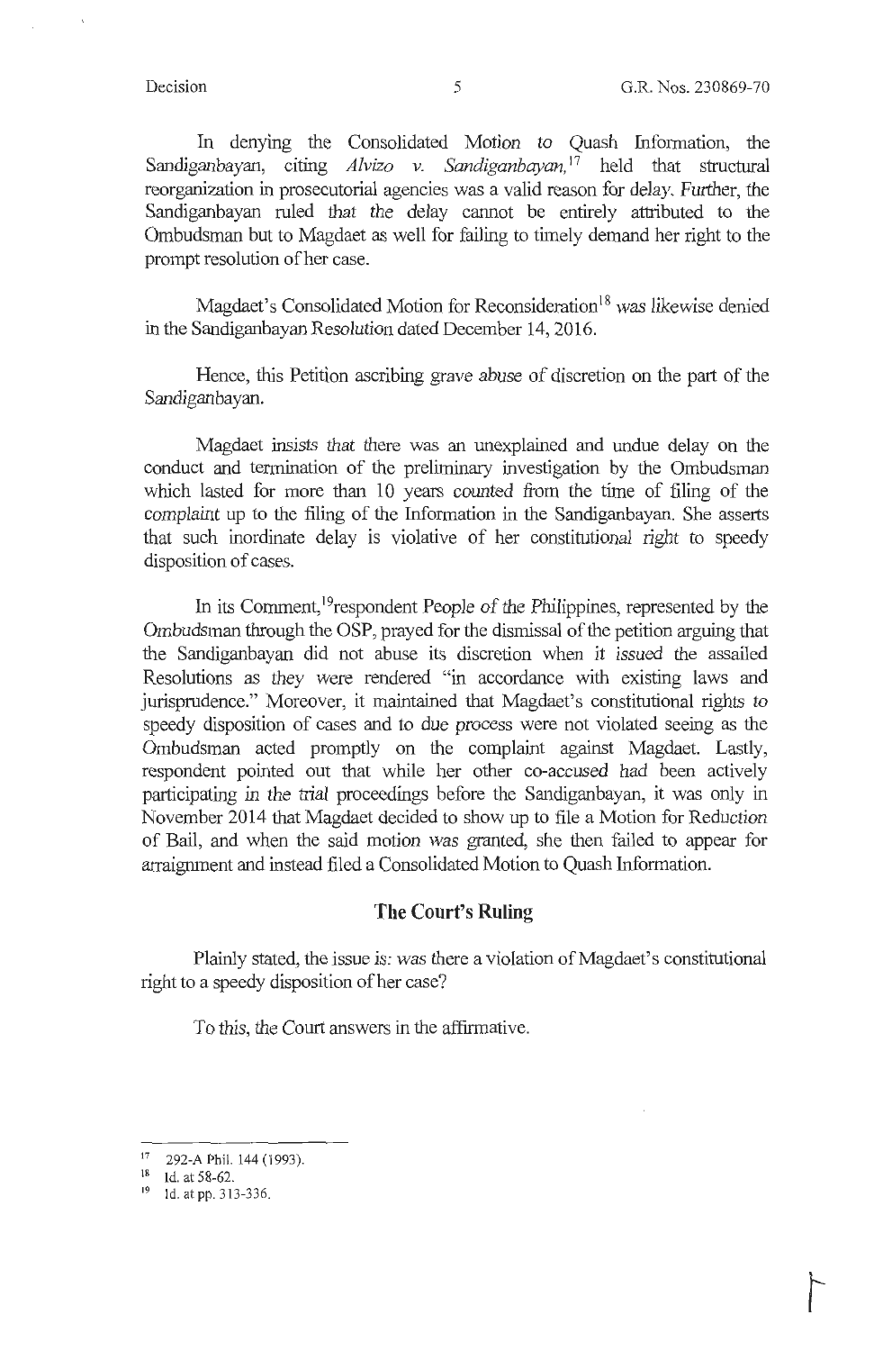In denying the Consolidated Motion to Quash Information, the Sandiganbayan, citing *Alvizo v. Sandiganbayan,*[17] held that structural reorganization in prosecutorial agencies was a valid reason for delay. Further, the Sandiganbayan ruled that the delay cannot be entirely attributed to the Ombudsman but to Magdaet as well for failing to timely demand her right to the prompt resolution of her case.

Magdaet's Consolidated Motion for Reconsideration[18] was likewise denied in the Sandiganbayan Resolution dated December 14, 2016.

Hence, this Petition ascribing grave abuse of discretion on the part of the Sandiganbayan.

Magdaet insists that there was an unexplained and undue delay on the conduct and termination of the preliminary investigation by the Ombudsman which lasted for more than 10 years counted from the time of filing of the complaint up to the filing of the Information in the Sandiganbayan. She asserts that such inordinate delay is violative of her constitutional right to speedy disposition of cases.

In its Comment,[19] respondent People of the Philippines, represented by the Ombudsman through the OSP, prayed for the dismissal of the petition arguing that the Sandiganbayan did not abuse its discretion when it issued the assailed Resolutions as they were rendered "in accordance with existing laws and jurisprudence." Moreover, it maintained that Magdaet's constitutional rights to speedy disposition of cases and to due process were not violated seeing as the Ombudsman acted promptly on the complaint against Magdaet. Lastly, respondent pointed out that while her other co-accused had been actively participating in the trial proceedings before the Sandiganbayan, it was only in November 2014 that Magdaet decided to show up to file a Motion for Reduction of Bail, and when the said motion was granted, she then failed to appear for arraignment and instead filed a Consolidated Motion to Quash Information.

## The Court's Ruling

Plainly stated, the issue is: was there a violation of Magdaet's constitutional right to a speedy disposition of her case?

To this, the Court answers in the affirmative.

---

[17] 292-A Phil. 144 (1993).

[18] Id. at 58-62.

[19] Id. at pp. 313-336.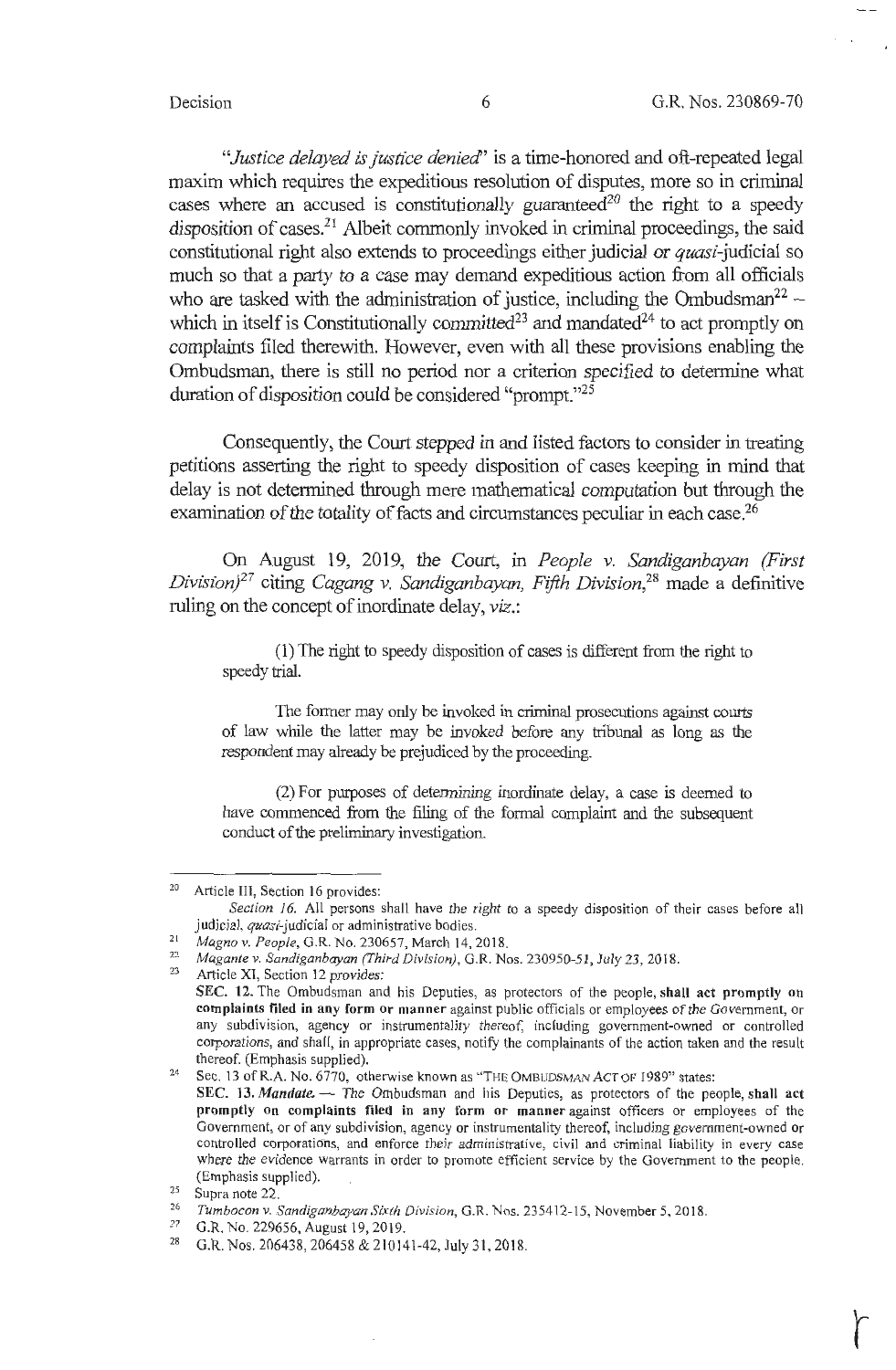"*Justice delayed is justice denied*" is a time-honored and oft-repeated legal maxim which requires the expeditious resolution of disputes, more so in criminal cases where an accused is constitutionally guaranteed[20] the right to a speedy disposition of cases.[21] Albeit commonly invoked in criminal proceedings, the said constitutional right also extends to proceedings either judicial or *quasi*-judicial so much so that a party to a case may demand expeditious action from all officials who are tasked with the administration of justice, including the Ombudsman[22] – which in itself is Constitutionally committed[23] and mandated[24] to act promptly on complaints filed therewith. However, even with all these provisions enabling the Ombudsman, there is still no period nor a criterion specified to determine what duration of disposition could be considered "prompt."[25]

Consequently, the Court stepped in and listed factors to consider in treating petitions asserting the right to speedy disposition of cases keeping in mind that delay is not determined through mere mathematical computation but through the examination of the totality of facts and circumstances peculiar in each case.[26]

On August 19, 2019, the Court, in *People v. Sandiganbayan (First Division)*[27] citing *Cagang v. Sandiganbayan, Fifth Division*,[28] made a definitive ruling on the concept of inordinate delay, *viz.*:

> (1) The right to speedy disposition of cases is different from the right to speedy trial.
>
> The former may only be invoked in criminal prosecutions against courts of law while the latter may be invoked before any tribunal as long as the respondent may already be prejudiced by the proceeding.
>
> (2) For purposes of determining inordinate delay, a case is deemed to have commenced from the filing of the formal complaint and the subsequent conduct of the preliminary investigation.

---

[20] Article III, Section 16 provides:
*Section 16.* All persons shall have the right to a speedy disposition of their cases before all judicial, *quasi*-judicial or administrative bodies.

[21] *Magno v. People*, G.R. No. 230657, March 14, 2018.

[22] *Magante v. Sandiganbayan (Third Division)*, G.R. Nos. 230950-51, July 23, 2018.

[23] Article XI, Section 12 provides:
**SEC. 12.** The Ombudsman and his Deputies, as protectors of the people, **shall act promptly on complaints filed in any form or manner** against public officials or employees of the Government, or any subdivision, agency or instrumentality thereof, including government-owned or controlled corporations, and shall, in appropriate cases, notify the complainants of the action taken and the result thereof. (Emphasis supplied).

[24] Sec. 13 of R.A. No. 6770, otherwise known as "THE OMBUDSMAN ACT OF 1989" states:
**SEC. 13.** ***Mandate.*** — The Ombudsman and his Deputies, as protectors of the people, **shall act promptly on complaints filed in any form or manner** against officers or employees of the Government, or of any subdivision, agency or instrumentality thereof, including government-owned or controlled corporations, and enforce their administrative, civil and criminal liability in every case where the evidence warrants in order to promote efficient service by the Government to the people. (Emphasis supplied).

[25] Supra note 22.

[26] *Tumbocon v. Sandiganbayan Sixth Division*, G.R. Nos. 235412-15, November 5, 2018.

[27] G.R. No. 229656, August 19, 2019.

[28] G.R. Nos. 206438, 206458 & 210141-42, July 31, 2018.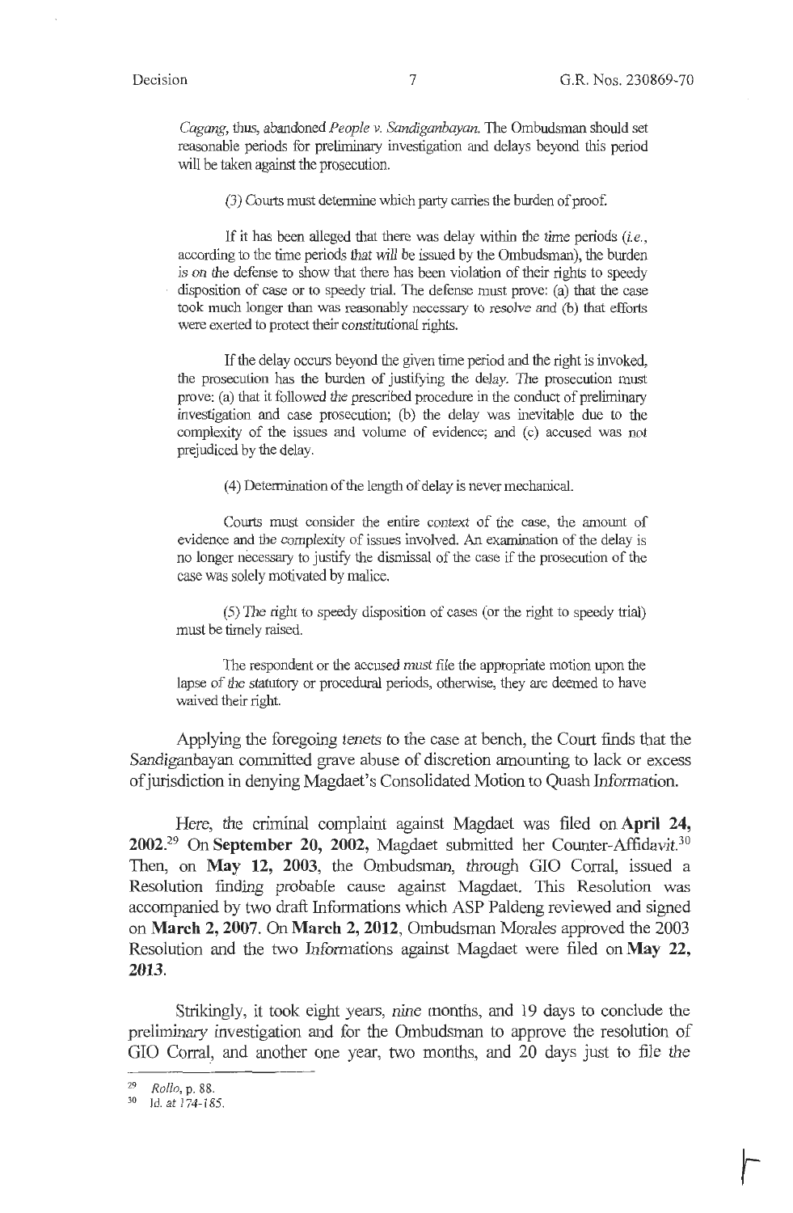*Cagang,* thus, abandoned *People v. Sandiganbayan.* The Ombudsman should set reasonable periods for preliminary investigation and delays beyond this period will be taken against the prosecution.

> (3) Courts must determine which party carries the burden of proof.
>
> If it has been alleged that there was delay within the time periods (*i.e.*, according to the time periods *that will* be issued by the Ombudsman), the burden is on the defense to show that there has been violation of their rights to speedy disposition of case or to speedy trial. The defense must prove: (a) that the case took much longer than was reasonably necessary to resolve and (b) that efforts were exerted to protect their constitutional rights.
>
> If the delay occurs beyond the given time period and the right is invoked, the prosecution has the burden of justifying the delay. The prosecution must prove: (a) that it followed the prescribed procedure in the conduct of preliminary investigation and case prosecution; (b) the delay was inevitable due to the complexity of the issues and volume of evidence; and (c) accused was not prejudiced by the delay.
>
> (4) Determination of the length of delay is never mechanical.
>
> Courts must consider the entire context of the case, the amount of evidence and the complexity of issues involved. An examination of the delay is no longer necessary to justify the dismissal of the case if the prosecution of the case was solely motivated by malice.
>
> (5) The right to speedy disposition of cases (or the right to speedy trial) must be timely raised.
>
> The respondent or the accused must file the appropriate motion upon the lapse of the statutory or procedural periods, otherwise, they are deemed to have waived their right.

Applying the foregoing tenets to the case at bench, the Court finds that the Sandiganbayan committed grave abuse of discretion amounting to lack or excess of jurisdiction in denying Magdaet's Consolidated Motion to Quash Information.

Here, the criminal complaint against Magdaet was filed on **April 24, 2002.**[29] On **September 20, 2002,** Magdaet submitted her Counter-Affidavit.[30] Then, on **May 12, 2003**, the Ombudsman, through GIO Corral, issued a Resolution finding probable cause against Magdaet. This Resolution was accompanied by two draft Informations which ASP Paldeng reviewed and signed on **March 2, 2007.** On **March 2, 2012**, Ombudsman Morales approved the 2003 Resolution and the two Informations against Magdaet were filed on **May 22, 2013**.

Strikingly, it took eight years, nine months, and 19 days to conclude the preliminary investigation and for the Ombudsman to approve the resolution of GIO Corral, and another one year, two months, and 20 days just to file the

---

[29] *Rollo*, p. 88.

[30] Id. at 174-185.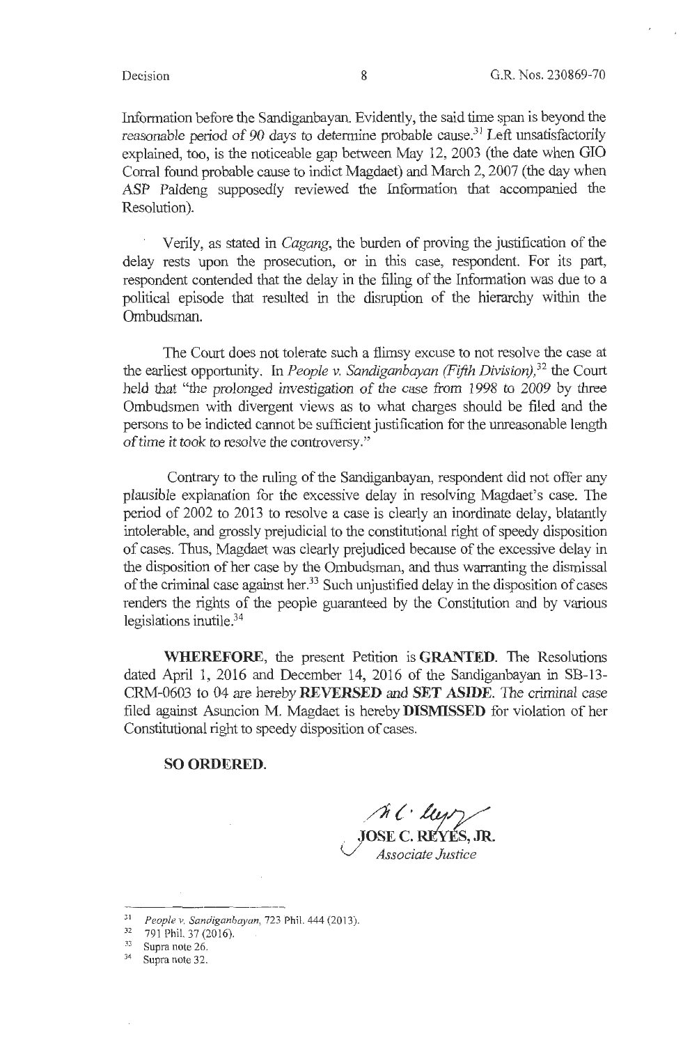Information before the Sandiganbayan. Evidently, the said time span is beyond the *reasonable period of 90 days to determine probable cause.*[31] Left unsatisfactorily explained, too, is the noticeable gap between May 12, 2003 (the date when GIO Corral found probable cause to indict Magdaet) and March 2, 2007 (the day when ASP Paldeng supposedly reviewed the Information that accompanied the Resolution).

Verily, as stated in *Cagang*, the burden of proving the justification of the delay rests upon the prosecution, or in this case, respondent. For its part, respondent contended that the delay in the filing of the Information was due to a political episode that resulted in the disruption of the hierarchy within the Ombudsman.

The Court does not tolerate such a flimsy excuse to not resolve the case at the earliest opportunity. In *People v. Sandiganbayan (Fifth Division),*[32] the Court held that "*the prolonged investigation of the case from 1998 to 2009 by three Ombudsmen with divergent views as to what charges should be filed and the persons to be indicted cannot be sufficient justification for the unreasonable length of time it took to resolve the controversy.*"

Contrary to the ruling of the Sandiganbayan, respondent did not offer any plausible explanation for the excessive delay in resolving Magdaet's case. The period of 2002 to 2013 to resolve a case is clearly an inordinate delay, blatantly intolerable, and grossly prejudicial to the constitutional right of speedy disposition of cases. Thus, Magdaet was clearly prejudiced because of the excessive delay in the disposition of her case by the Ombudsman, and thus warranting the dismissal of the criminal case against her.[33] Such unjustified delay in the disposition of cases renders the rights of the people guaranteed by the Constitution and by various legislations inutile.[34]

**WHEREFORE**, the present Petition is **GRANTED**. The Resolutions dated April 1, 2016 and December 14, 2016 of the Sandiganbayan in SB-13-CRM-0603 to 04 are hereby **REVERSED** and **SET ASIDE**. The criminal case filed against Asuncion M. Magdaet is hereby **DISMISSED** for violation of her Constitutional right to speedy disposition of cases.

**SO ORDERED.**

**JOSE C. REYES, JR.**
*Associate Justice*

---

[31] *People v. Sandiganbayan*, 723 Phil. 444 (2013).

[32] 791 Phil. 37 (2016).

[33] Supra note 26.

[34] Supra note 32.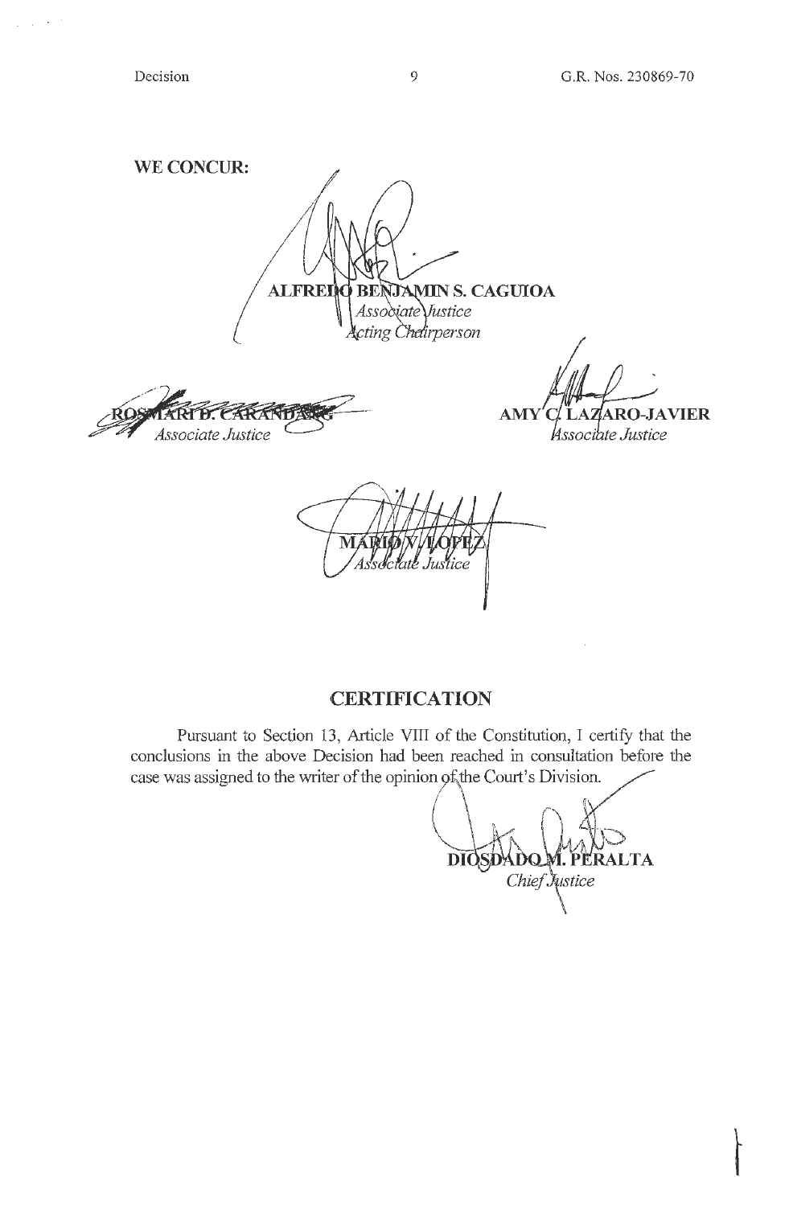**WE CONCUR:**

**ALFREDO BENJAMIN S. CAGUIOA**
*Associate Justice*
*Acting Chairperson*

**ROSMARI D. CARANDANG**
*Associate Justice*

**AMY C. LAZARO-JAVIER**
*Associate Justice*

**MARIO V. LOPEZ**
*Associate Justice*

## CERTIFICATION

Pursuant to Section 13, Article VIII of the Constitution, I certify that the conclusions in the above Decision had been reached in consultation before the case was assigned to the writer of the opinion of the Court's Division.

**DIOSDADO M. PERALTA**
*Chief Justice*